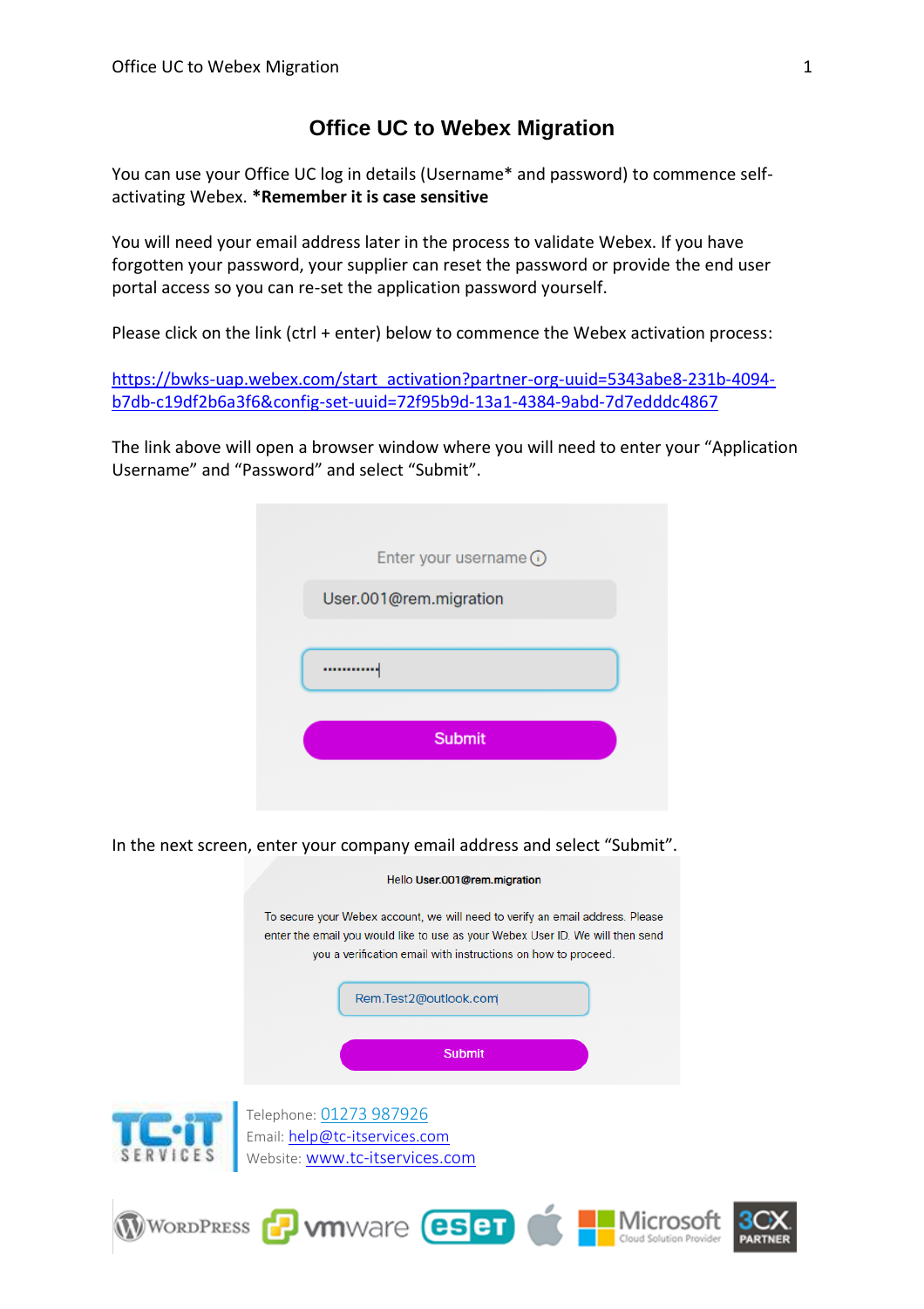# Office UC to Webex Migration

You can use your Office UC log in details (Username* and password) to commence self-activating Webex. ***Remember it is case sensitive**

You will need your email address later in the process to validate Webex. If you have forgotten your password, your supplier can reset the password or provide the end user portal access so you can re-set the application password yourself.

Please click on the link (ctrl + enter) below to commence the Webex activation process:

https://bwks-uap.webex.com/start_activation?partner-org-uuid=5343abe8-231b-4094-b7db-c19df2b6a3f6&config-set-uuid=72f95b9d-13a1-4384-9abd-7d7edddc4867

The link above will open a browser window where you will need to enter your "Application Username" and "Password" and select "Submit".

Enter your username

User.001@rem.migration

Submit

In the next screen, enter your company email address and select "Submit".

Hello User.001@rem.migration

To secure your Webex account, we will need to verify an email address. Please enter the email you would like to use as your Webex User ID. We will then send you a verification email with instructions on how to proceed.

Rem.Test2@outlook.com

Submit

Telephone: 01273 987926
Email: help@tc-itservices.com
Website: www.tc-itservices.com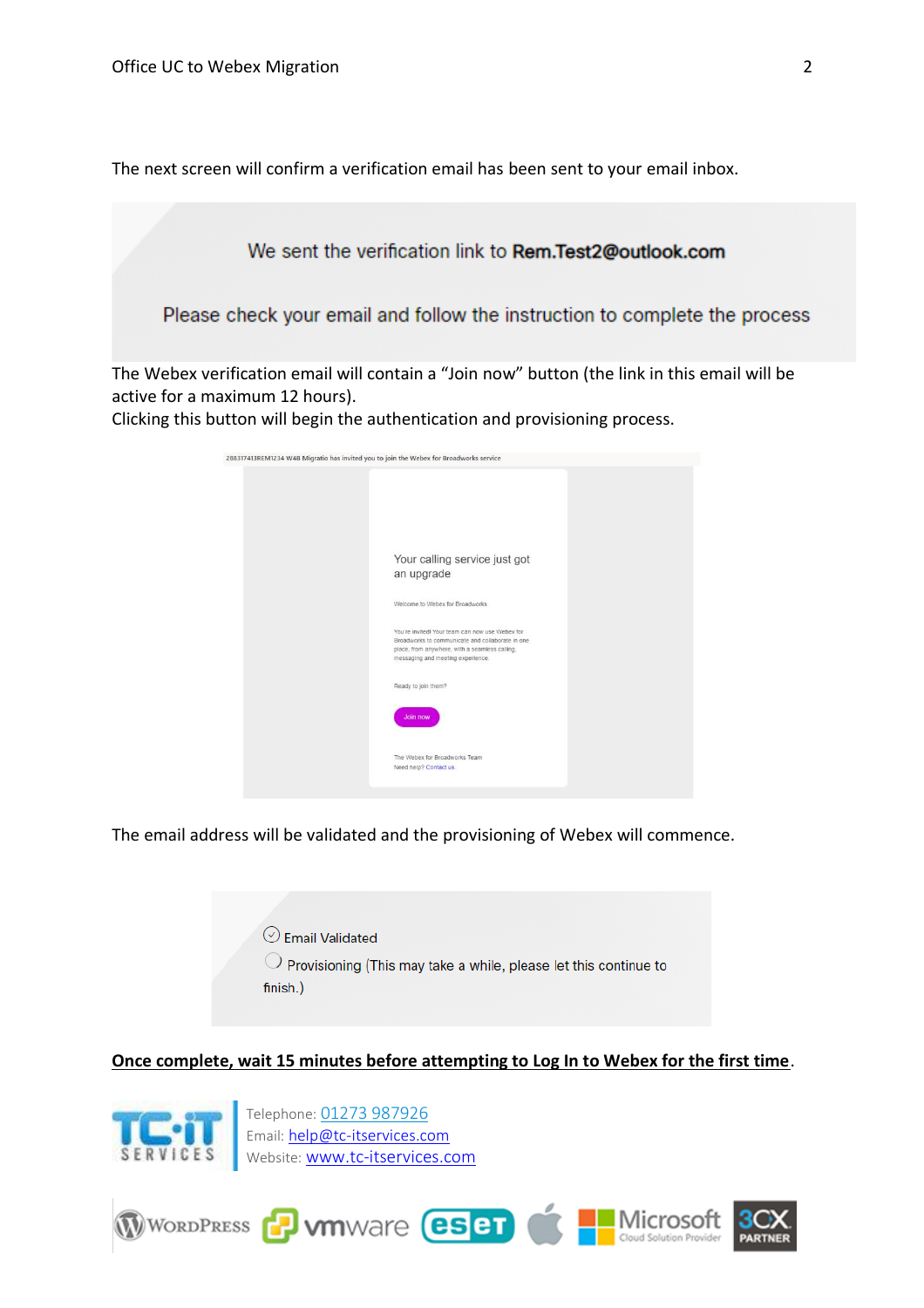The next screen will confirm a verification email has been sent to your email inbox.

We sent the verification link to **Rem.Test2@outlook.com**

Please check your email and follow the instruction to complete the process

The Webex verification email will contain a "Join now" button (the link in this email will be active for a maximum 12 hours).
Clicking this button will begin the authentication and provisioning process.

288317413REM1234 W48 Migratio has invited you to join the Webex for Broadworks service

Your calling service just got an upgrade

Welcome to Webex for Broadworks

You're invited! Your team can now use Webex for Broadworks to communicate and collaborate in one place, from anywhere, with a seamless calling, messaging and meeting experience.

Ready to join them?

Join now

The Webex for Broadworks Team
Need help? Contact us

The email address will be validated and the provisioning of Webex will commence.

Email Validated
Provisioning (This may take a while, please let this continue to finish.)

**Once complete, wait 15 minutes before attempting to Log In to Webex for the first time**.

Telephone: 01273 987926
Email: help@tc-itservices.com
Website: www.tc-itservices.com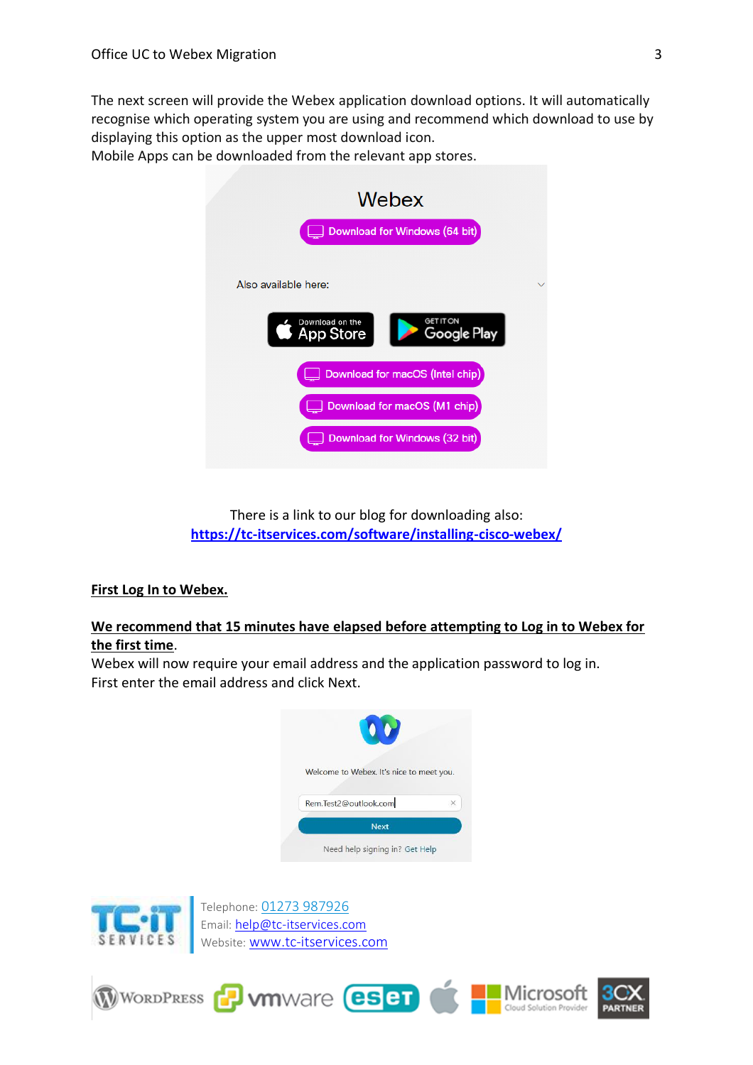The next screen will provide the Webex application download options. It will automatically recognise which operating system you are using and recommend which download to use by displaying this option as the upper most download icon.
Mobile Apps can be downloaded from the relevant app stores.

There is a link to our blog for downloading also:
[https://tc-itservices.com/software/installing-cisco-webex/](https://tc-itservices.com/software/installing-cisco-webex/)

**First Log In to Webex.**

**We recommend that 15 minutes have elapsed before attempting to Log in to Webex for the first time.**
Webex will now require your email address and the application password to log in.
First enter the email address and click Next.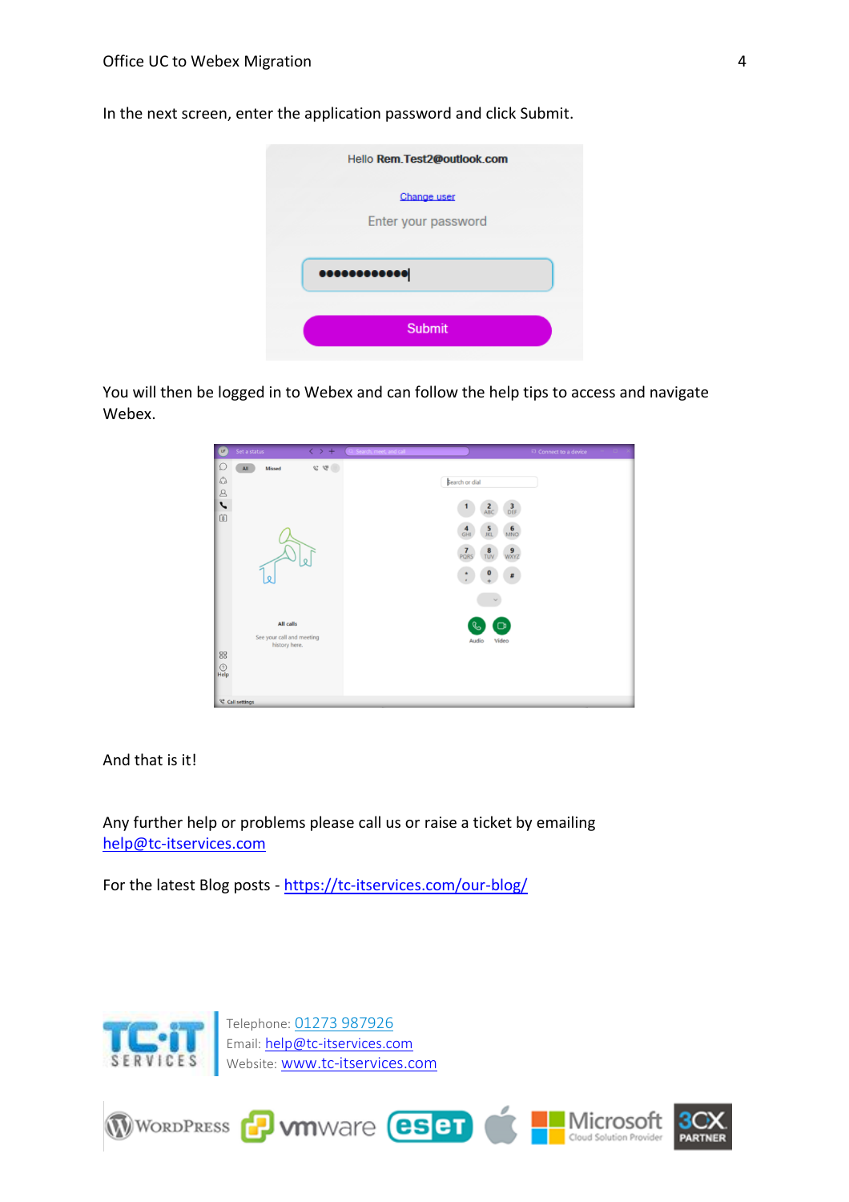In the next screen, enter the application password and click Submit.

You will then be logged in to Webex and can follow the help tips to access and navigate Webex.

And that is it!

Any further help or problems please call us or raise a ticket by emailing help@tc-itservices.com

For the latest Blog posts - https://tc-itservices.com/our-blog/

Telephone: 01273 987926
Email: help@tc-itservices.com
Website: www.tc-itservices.com